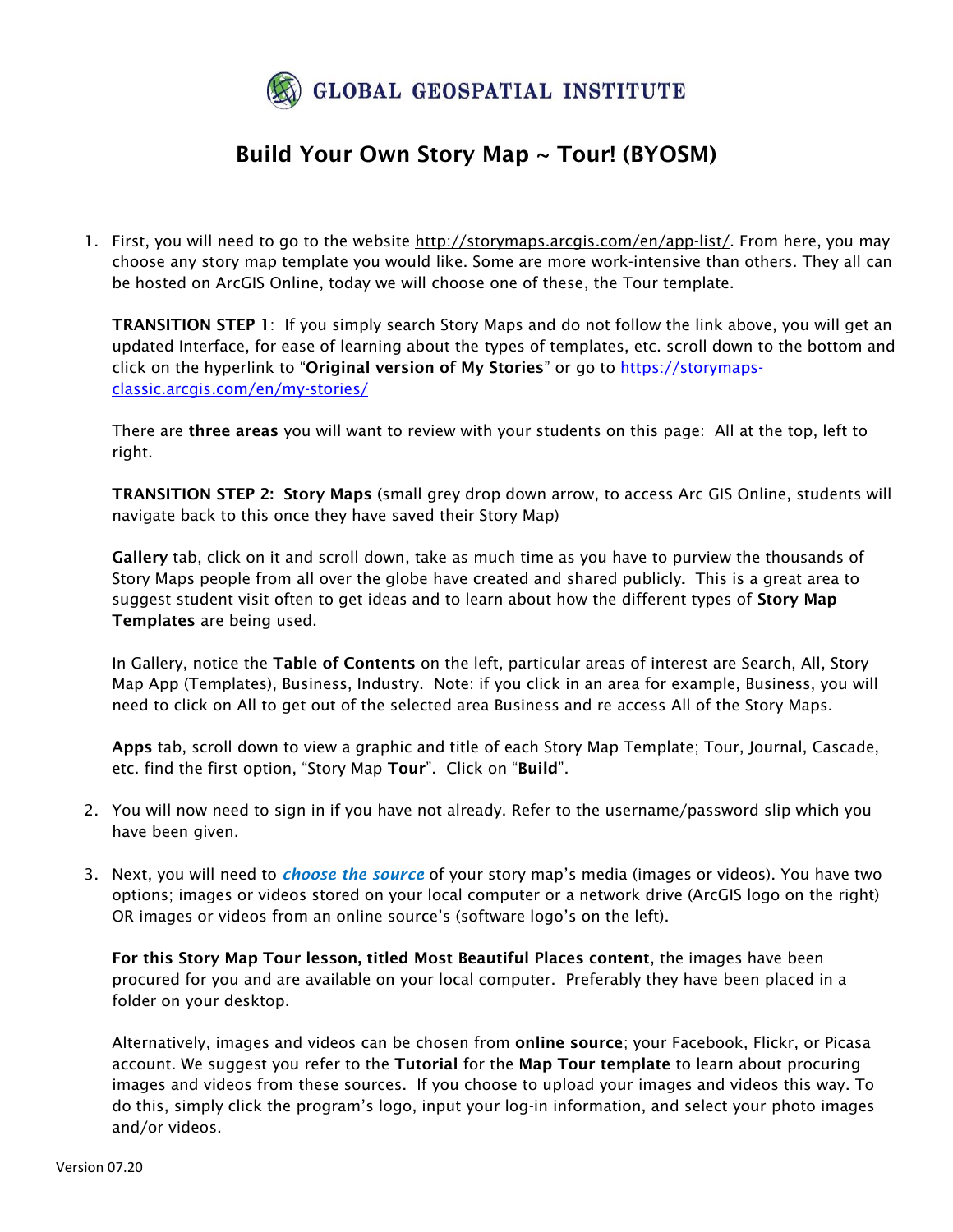GLOBAL GEOSPATIAL INSTITUTE

# Build Your Own Story Map ~ Tour! (BYOSM)

1. First, you will need to go to the website http://storymaps.arcgis.com/en/app-list/. From here, you may choose any story map template you would like. Some are more work-intensive than others. They all can be hosted on ArcGIS Online, today we will choose one of these, the Tour template.

   **TRANSITION STEP 1**: If you simply search Story Maps and do not follow the link above, you will get an updated Interface, for ease of learning about the types of templates, etc. scroll down to the bottom and click on the hyperlink to "**Original version of My Stories**" or go to https://storymaps-classic.arcgis.com/en/my-stories/

   There are **three areas** you will want to review with your students on this page: All at the top, left to right.

   **TRANSITION STEP 2: Story Maps** (small grey drop down arrow, to access Arc GIS Online, students will navigate back to this once they have saved their Story Map)

   **Gallery** tab, click on it and scroll down, take as much time as you have to purview the thousands of Story Maps people from all over the globe have created and shared publicly**.** This is a great area to suggest student visit often to get ideas and to learn about how the different types of **Story Map Templates** are being used.

   In Gallery, notice the **Table of Contents** on the left, particular areas of interest are Search, All, Story Map App (Templates), Business, Industry. Note: if you click in an area for example, Business, you will need to click on All to get out of the selected area Business and re access All of the Story Maps.

   **Apps** tab, scroll down to view a graphic and title of each Story Map Template; Tour, Journal, Cascade, etc. find the first option, "Story Map **Tour**". Click on "**Build**".

2. You will now need to sign in if you have not already. Refer to the username/password slip which you have been given.

3. Next, you will need to ***choose the source*** of your story map's media (images or videos). You have two options; images or videos stored on your local computer or a network drive (ArcGIS logo on the right) OR images or videos from an online source's (software logo's on the left).

   **For this Story Map Tour lesson, titled Most Beautiful Places content**, the images have been procured for you and are available on your local computer. Preferably they have been placed in a folder on your desktop.

   Alternatively, images and videos can be chosen from **online source**; your Facebook, Flickr, or Picasa account. We suggest you refer to the **Tutorial** for the **Map Tour template** to learn about procuring images and videos from these sources. If you choose to upload your images and videos this way. To do this, simply click the program's logo, input your log-in information, and select your photo images and/or videos.

Version 07.20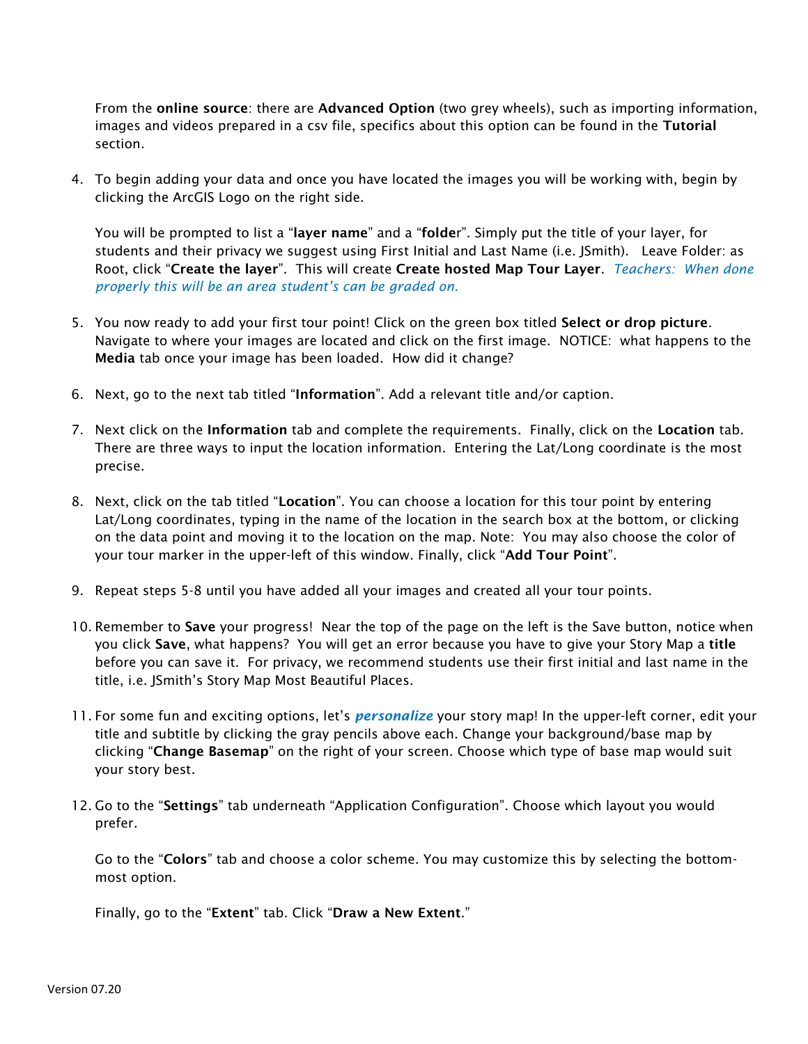From the **online source**: there are **Advanced Option** (two grey wheels), such as importing information, images and videos prepared in a csv file, specifics about this option can be found in the **Tutorial** section.

4. To begin adding your data and once you have located the images you will be working with, begin by clicking the ArcGIS Logo on the right side.

   You will be prompted to list a "**layer name**" and a "**folde**r". Simply put the title of your layer, for students and their privacy we suggest using First Initial and Last Name (i.e. JSmith). Leave Folder: as Root, click "**Create the layer**". This will create **Create hosted Map Tour Layer**. *Teachers: When done properly this will be an area student's can be graded on.*

5. You now ready to add your first tour point! Click on the green box titled **Select or drop picture**. Navigate to where your images are located and click on the first image. NOTICE: what happens to the **Media** tab once your image has been loaded. How did it change?

6. Next, go to the next tab titled "**Information**". Add a relevant title and/or caption.

7. Next click on the **Information** tab and complete the requirements. Finally, click on the **Location** tab. There are three ways to input the location information. Entering the Lat/Long coordinate is the most precise.

8. Next, click on the tab titled "**Location**". You can choose a location for this tour point by entering Lat/Long coordinates, typing in the name of the location in the search box at the bottom, or clicking on the data point and moving it to the location on the map. Note: You may also choose the color of your tour marker in the upper-left of this window. Finally, click "**Add Tour Point**".

9. Repeat steps 5-8 until you have added all your images and created all your tour points.

10. Remember to **Save** your progress! Near the top of the page on the left is the Save button, notice when you click **Save**, what happens? You will get an error because you have to give your Story Map a **title** before you can save it. For privacy, we recommend students use their first initial and last name in the title, i.e. JSmith's Story Map Most Beautiful Places.

11. For some fun and exciting options, let's ***personalize*** your story map! In the upper-left corner, edit your title and subtitle by clicking the gray pencils above each. Change your background/base map by clicking "**Change Basemap**" on the right of your screen. Choose which type of base map would suit your story best.

12. Go to the "**Settings**" tab underneath "Application Configuration". Choose which layout you would prefer.

    Go to the "**Colors**" tab and choose a color scheme. You may customize this by selecting the bottom-most option.

    Finally, go to the "**Extent**" tab. Click "**Draw a New Extent**."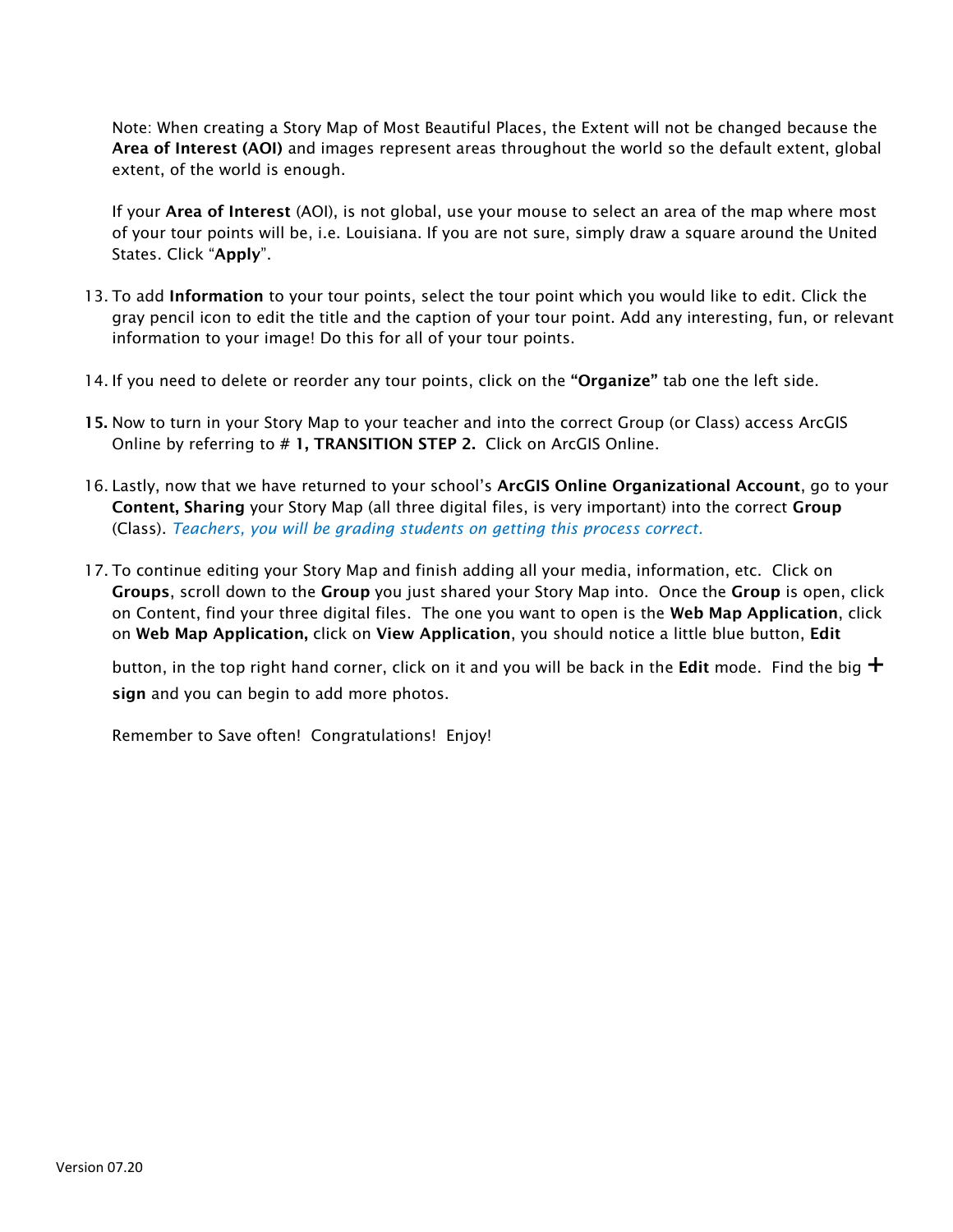Note: When creating a Story Map of Most Beautiful Places, the Extent will not be changed because the **Area of Interest (AOI)** and images represent areas throughout the world so the default extent, global extent, of the world is enough.

If your **Area of Interest** (AOI), is not global, use your mouse to select an area of the map where most of your tour points will be, i.e. Louisiana. If you are not sure, simply draw a square around the United States. Click "**Apply**".

13. To add **Information** to your tour points, select the tour point which you would like to edit. Click the gray pencil icon to edit the title and the caption of your tour point. Add any interesting, fun, or relevant information to your image! Do this for all of your tour points.

14. If you need to delete or reorder any tour points, click on the **"Organize"** tab one the left side.

**15.** Now to turn in your Story Map to your teacher and into the correct Group (or Class) access ArcGIS Online by referring to # **1, TRANSITION STEP 2.** Click on ArcGIS Online.

16. Lastly, now that we have returned to your school's **ArcGIS Online Organizational Account**, go to your **Content, Sharing** your Story Map (all three digital files, is very important) into the correct **Group** (Class). *Teachers, you will be grading students on getting this process correct.*

17. To continue editing your Story Map and finish adding all your media, information, etc. Click on **Groups**, scroll down to the **Group** you just shared your Story Map into. Once the **Group** is open, click on Content, find your three digital files. The one you want to open is the **Web Map Application**, click on **Web Map Application,** click on **View Application**, you should notice a little blue button, **Edit** button, in the top right hand corner, click on it and you will be back in the **Edit** mode. Find the big **+ sign** and you can begin to add more photos.

Remember to Save often! Congratulations! Enjoy!

Version 07.20